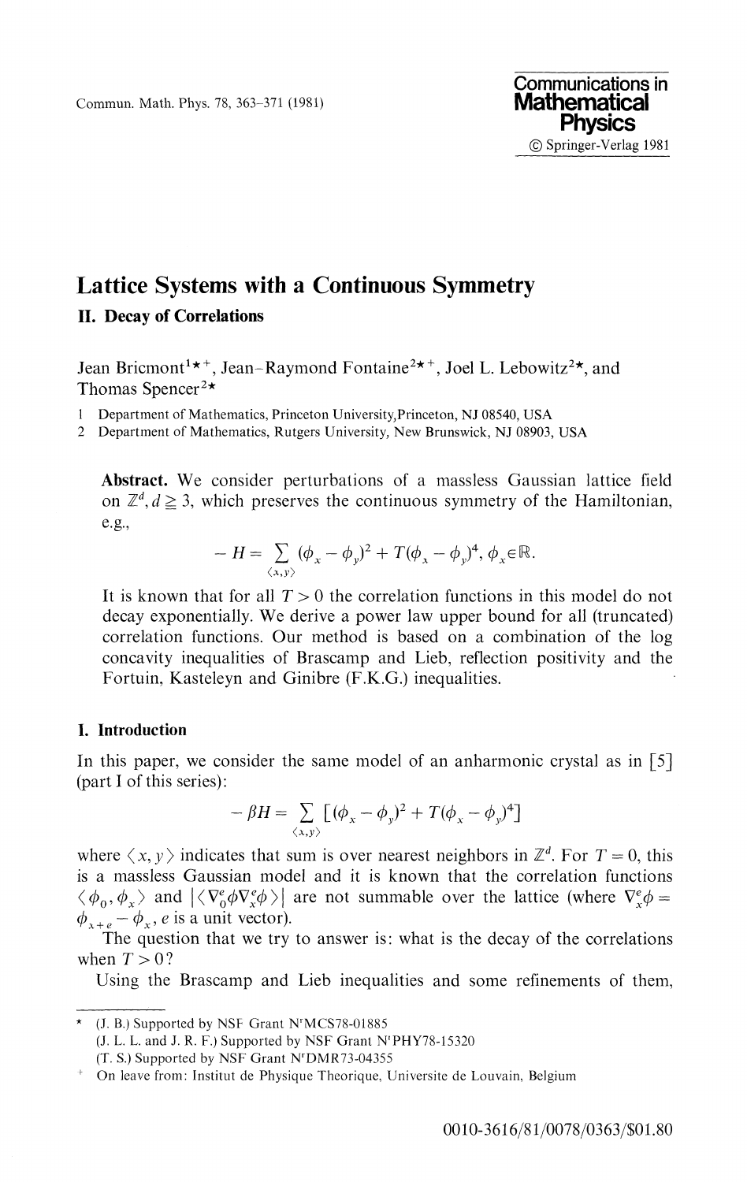# Lattice Systems with a Continuous Symmetry

## II. Decay of Correlations

Jean Bricmont[1*+], Jean-Raymond Fontaine[2*+], Joel L. Lebowitz[2*], and Thomas Spencer[2*]

1 Department of Mathematics, Princeton University, Princeton, NJ 08540, USA

2 Department of Mathematics, Rutgers University, New Brunswick, NJ 08903, USA

**Abstract.** We consider perturbations of a massless Gaussian lattice field on $\mathbb{Z}^d, d \geq 3$, which preserves the continuous symmetry of the Hamiltonian, e.g.,

$$-H = \sum_{\langle x,y \rangle} (\phi_x - \phi_y)^2 + T(\phi_x - \phi_y)^4, \ \phi_x \in \mathbb{R}.$$

It is known that for all $T > 0$ the correlation functions in this model do not decay exponentially. We derive a power law upper bound for all (truncated) correlation functions. Our method is based on a combination of the log concavity inequalities of Brascamp and Lieb, reflection positivity and the Fortuin, Kasteleyn and Ginibre (F.K.G.) inequalities.

## I. Introduction

In this paper, we consider the same model of an anharmonic crystal as in [5] (part I of this series):

$$-\beta H = \sum_{\langle x,y \rangle} [(\phi_x - \phi_y)^2 + T(\phi_x - \phi_y)^4]$$

where $\langle x, y \rangle$ indicates that sum is over nearest neighbors in $\mathbb{Z}^d$. For $T = 0$, this is a massless Gaussian model and it is known that the correlation functions $\langle \phi_0, \phi_x \rangle$ and $|\langle \nabla_0^e \phi \nabla_x^e \phi \rangle|$ are not summable over the lattice (where $\nabla_x^e \phi = \phi_{x+e} - \phi_x$, $e$ is a unit vector).

The question that we try to answer is: what is the decay of the correlations when $T > 0$?

Using the Brascamp and Lieb inequalities and some refinements of them,

---

* (J. B.) Supported by NSF Grant N°MCS78-01885
(J. L. L. and J. R. F.) Supported by NSF Grant N°PHY78-15320
(T. S.) Supported by NSF Grant N°DMR73-04355

+ On leave from: Institut de Physique Theorique, Universite de Louvain, Belgium

0010-3616/81/0078/0363/$01.80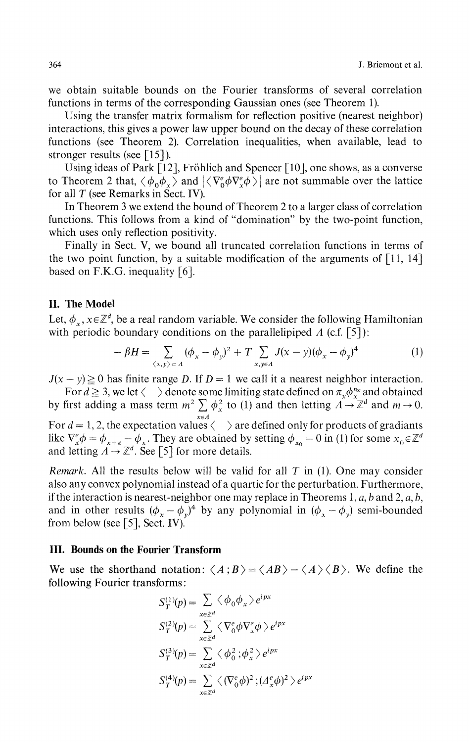we obtain suitable bounds on the Fourier transforms of several correlation functions in terms of the corresponding Gaussian ones (see Theorem 1).

Using the transfer matrix formalism for reflection positive (nearest neighbor) interactions, this gives a power law upper bound on the decay of these correlation functions (see Theorem 2). Correlation inequalities, when available, lead to stronger results (see [15]).

Using ideas of Park [12], Fröhlich and Spencer [10], one shows, as a converse to Theorem 2 that, $\langle \phi_0 \phi_x \rangle$ and $|\langle \nabla_0^e \phi \nabla_x^e \phi \rangle|$ are not summable over the lattice for all $T$ (see Remarks in Sect. IV).

In Theorem 3 we extend the bound of Theorem 2 to a larger class of correlation functions. This follows from a kind of "domination" by the two-point function, which uses only reflection positivity.

Finally in Sect. V, we bound all truncated correlation functions in terms of the two point function, by a suitable modification of the arguments of [11, 14] based on F.K.G. inequality [6].

## II. The Model

Let, $\phi_x$, $x \in \mathbb{Z}^d$, be a real random variable. We consider the following Hamiltonian with periodic boundary conditions on the parallelipiped $\Lambda$ (c.f. [5]):

$$-\beta H = \sum_{\langle x, y \rangle \subset \Lambda} (\phi_x - \phi_y)^2 + T \sum_{x, y \in \Lambda} J(x-y)(\phi_x - \phi_y)^4 \tag{1}$$

$J(x-y) \geqq 0$ has finite range $D$. If $D=1$ we call it a nearest neighbor interaction.

For $d \geqq 3$, we let $\langle \quad \rangle$ denote some limiting state defined on $\pi_x \phi_x^{n_x}$ and obtained by first adding a mass term $m^2 \sum_{x \in \Lambda} \phi_x^2$ to (1) and then letting $\Lambda \to \mathbb{Z}^d$ and $m \to 0$. For $d = 1, 2$, the expectation values $\langle \quad \rangle$ are defined only for products of gradiants like $\nabla_x^e \phi = \phi_{x+e} - \phi_x$. They are obtained by setting $\phi_{x_0} = 0$ in (1) for some $x_0 \in \mathbb{Z}^d$ and letting $\Lambda \to \mathbb{Z}^d$. See [5] for more details.

*Remark.* All the results below will be valid for all $T$ in (1). One may consider also any convex polynomial instead of a quartic for the perturbation. Furthermore, if the interaction is nearest-neighbor one may replace in Theorems 1, *a*, *b* and 2, *a*, *b*, and in other results $(\phi_x - \phi_y)^4$ by any polynomial in $(\phi_x - \phi_y)$ semi-bounded from below (see [5], Sect. IV).

## III. Bounds on the Fourier Transform

We use the shorthand notation: $\langle A ; B \rangle = \langle AB \rangle - \langle A \rangle \langle B \rangle$. We define the following Fourier transforms:

$$S_T^{(1)}(p) = \sum_{x \in \mathbb{Z}^d} \langle \phi_0 \phi_x \rangle e^{ipx}$$

$$S_T^{(2)}(p) = \sum_{x \in \mathbb{Z}^d} \langle \nabla_0^e \phi \nabla_x^e \phi \rangle e^{ipx}$$

$$S_T^{(3)}(p) = \sum_{x \in \mathbb{Z}^d} \langle \phi_0^2 ; \phi_x^2 \rangle e^{ipx}$$

$$S_T^{(4)}(p) = \sum_{x \in \mathbb{Z}^d} \langle (\nabla_0^e \phi)^2 ; (\Lambda_x^e \phi)^2 \rangle e^{ipx}$$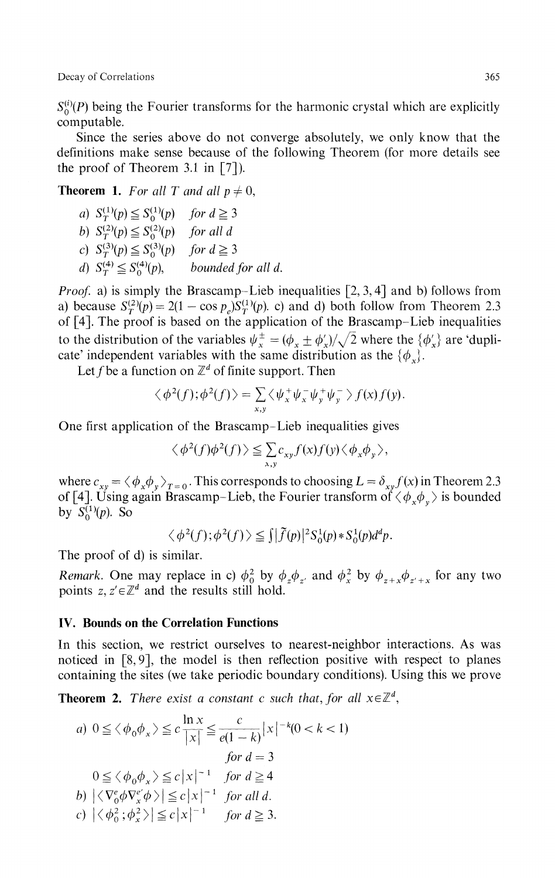$S_0^{(i)}(P)$ being the Fourier transforms for the harmonic crystal which are explicitly computable.

Since the series above do not converge absolutely, we only know that the definitions make sense because of the following Theorem (for more details see the proof of Theorem 3.1 in [7]).

**Theorem 1.** *For all $T$ and all $p \neq 0$,*

*a)* $S_T^{(1)}(p) \leqq S_0^{(1)}(p)$ *for* $d \geqq 3$

*b)* $S_T^{(2)}(p) \leqq S_0^{(2)}(p)$ *for all* $d$

*c)* $S_T^{(3)}(p) \leqq S_0^{(3)}(p)$ *for* $d \geqq 3$

*d)* $S_T^{(4)} \leqq S_0^{(4)}(p)$, *bounded for all* $d$.

*Proof.* a) is simply the Brascamp–Lieb inequalities [2, 3, 4] and b) follows from a) because $S_T^{(2)}(p) = 2(1 - \cos p_e) S_T^{(1)}(p)$. c) and d) both follow from Theorem 2.3 of [4]. The proof is based on the application of the Brascamp–Lieb inequalities to the distribution of the variables $\psi_x^{\pm} = (\phi_x \pm \phi_x')/\sqrt{2}$ where the $\{\phi_x'\}$ are 'duplicate' independent variables with the same distribution as the $\{\phi_x\}$.

Let $f$ be a function on $\mathbb{Z}^d$ of finite support. Then

$$\langle \phi^2(f); \phi^2(f) \rangle = \sum_{x,y} \langle \psi_x^+ \psi_x^- \psi_y^+ \psi_y^- \rangle f(x) f(y).$$

One first application of the Brascamp–Lieb inequalities gives

$$\langle \phi^2(f) \phi^2(f) \rangle \leqq \sum_{x,y} c_{xy} f(x) f(y) \langle \phi_x \phi_y \rangle,$$

where $c_{xy} = \langle \phi_x \phi_y \rangle_{T=0}$. This corresponds to choosing $L = \delta_{xy} f(x)$ in Theorem 2.3 of [4]. Using again Brascamp–Lieb, the Fourier transform of $\langle \phi_x \phi_y \rangle$ is bounded by $S_0^{(1)}(p)$. So

$$\langle \phi^2(f); \phi^2(f) \rangle \leqq \int |\tilde{f}(p)|^2 S_0^1(p) * S_0^1(p) d^d p.$$

The proof of d) is similar.

*Remark.* One may replace in c) $\phi_0^2$ by $\phi_z \phi_{z'}$ and $\phi_x^2$ by $\phi_{z+x} \phi_{z'+x}$ for any two points $z, z' \in \mathbb{Z}^d$ and the results still hold.

## IV. Bounds on the Correlation Functions

In this section, we restrict ourselves to nearest-neighbor interactions. As was noticed in [8, 9], the model is then reflection positive with respect to planes containing the sites (we take periodic boundary conditions). Using this we prove

**Theorem 2.** *There exist a constant $c$ such that, for all $x \in \mathbb{Z}^d$,*

*a)* $0 \leqq \langle \phi_0 \phi_x \rangle \leqq c \dfrac{\ln x}{|x|} \leqq \dfrac{c}{e(1-k)} |x|^{-k} (0 < k < 1)$ *for* $d = 3$

$0 \leqq \langle \phi_0 \phi_x \rangle \leqq c|x|^{-1}$ *for* $d \geqq 4$

*b)* $|\langle \nabla_0^e \phi \nabla_x^{e'} \phi \rangle| \leqq c|x|^{-1}$ *for all* $d$.

*c)* $|\langle \phi_0^2 ; \phi_x^2 \rangle| \leqq c|x|^{-1}$ *for* $d \geqq 3$.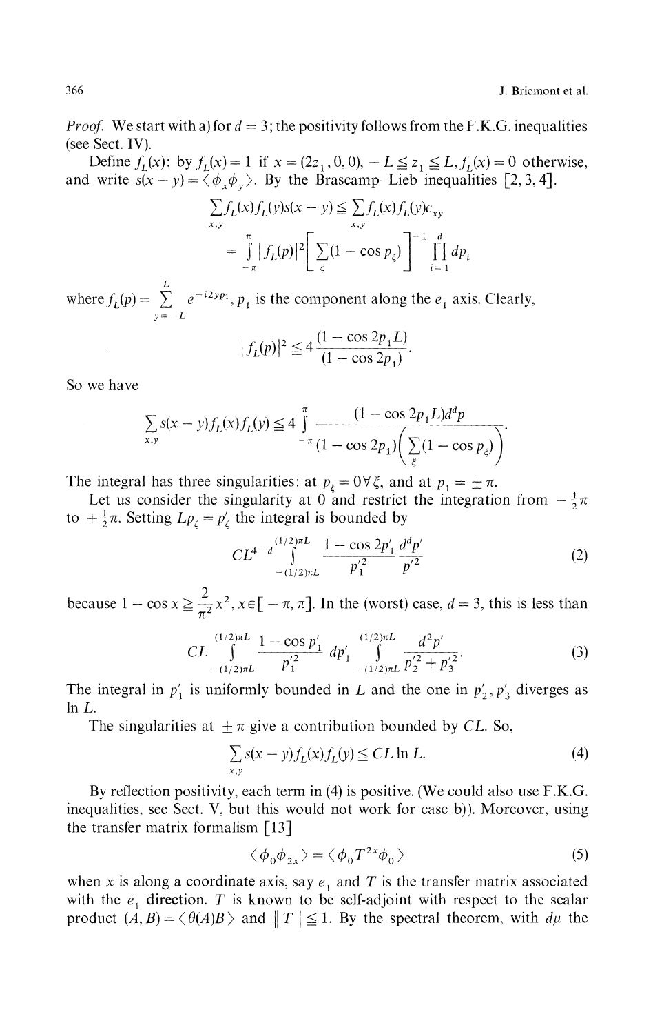*Proof.* We start with a) for $d = 3$; the positivity follows from the F.K.G. inequalities (see Sect. IV).

Define $f_L(x)$: by $f_L(x) = 1$ if $x = (2z_1, 0, 0)$, $-L \leqq z_1 \leqq L$, $f_L(x) = 0$ otherwise, and write $s(x-y) = \langle \phi_x \phi_y \rangle$. By the Brascamp–Lieb inequalities [2, 3, 4].

$$\sum_{x,y} f_L(x) f_L(y) s(x-y) \leqq \sum_{x,y} f_L(x) f_L(y) c_{xy}$$

$$= \int_{-\pi}^{\pi} |f_L(p)|^2 \left[ \sum_{\xi} (1 - \cos p_\xi) \right]^{-1} \prod_{i=1}^{d} dp_i$$

where $f_L(p) = \sum_{y=-L}^{L} e^{-i2yp_1}$, $p_1$ is the component along the $e_1$ axis. Clearly,

$$|f_L(p)|^2 \leqq 4 \frac{(1 - \cos 2p_1 L)}{(1 - \cos 2p_1)}.$$

So we have

$$\sum_{x,y} s(x-y) f_L(x) f_L(y) \leqq 4 \int_{-\pi}^{\pi} \frac{(1 - \cos 2p_1 L) d^d p}{(1 - \cos 2p_1)\left( \sum_{\xi} (1 - \cos p_\xi) \right)}.$$

The integral has three singularities: at $p_\xi = 0 \, \forall \xi$, and at $p_1 = \pm \pi$.

Let us consider the singularity at 0 and restrict the integration from $-\frac{1}{2}\pi$ to $+\frac{1}{2}\pi$. Setting $Lp_\xi = p'_\xi$ the integral is bounded by

$$CL^{4-d} \int_{-(1/2)\pi L}^{(1/2)\pi L} \frac{1 - \cos 2p'_1}{p'^2_1} \frac{d^d p'}{p'^2} \tag{2}$$

because $1 - \cos x \geqq \frac{2}{\pi^2} x^2$, $x \in [-\pi, \pi]$. In the (worst) case, $d = 3$, this is less than

$$CL \int_{-(1/2)\pi L}^{(1/2)\pi L} \frac{1 - \cos p'_1}{p'^2_1} dp'_1 \int_{-(1/2)\pi L}^{(1/2)\pi L} \frac{d^2 p'}{p'^2_2 + p'^2_3}. \tag{3}$$

The integral in $p'_1$ is uniformly bounded in $L$ and the one in $p'_2, p'_3$ diverges as $\ln L$.

The singularities at $\pm \pi$ give a contribution bounded by $CL$. So,

$$\sum_{x,y} s(x-y) f_L(x) f_L(y) \leqq CL \ln L. \tag{4}$$

By reflection positivity, each term in (4) is positive. (We could also use F.K.G. inequalities, see Sect. V, but this would not work for case b)). Moreover, using the transfer matrix formalism [13]

$$\langle \phi_0 \phi_{2x} \rangle = \langle \phi_0 T^{2x} \phi_0 \rangle \tag{5}$$

when $x$ is along a coordinate axis, say $e_1$ and $T$ is the transfer matrix associated with the $e_1$ direction. $T$ is known to be self-adjoint with respect to the scalar product $(A, B) = \langle \theta(A) B \rangle$ and $\| T \| \leqq 1$. By the spectral theorem, with $d\mu$ the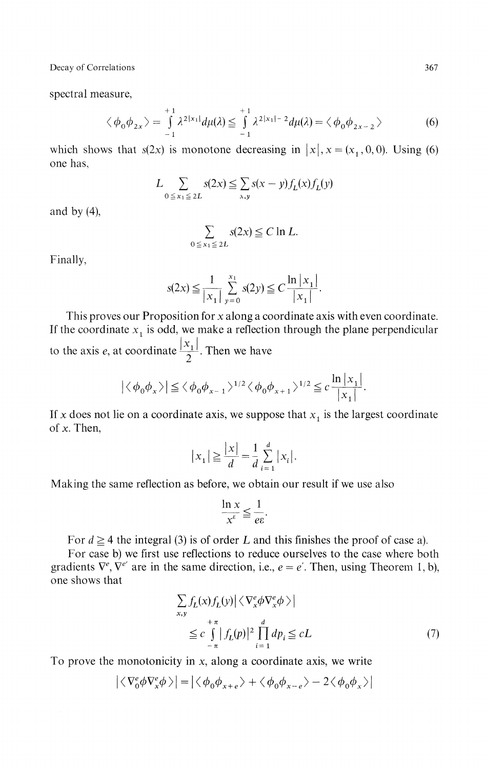spectral measure,

$$\langle \phi_0 \phi_{2x} \rangle = \int_{-1}^{+1} \lambda^{2|x_1|} d\mu(\lambda) \leqq \int_{-1}^{+1} \lambda^{2|x_1|-2} d\mu(\lambda) = \langle \phi_0 \phi_{2x-2} \rangle \tag{6}$$

which shows that $s(2x)$ is monotone decreasing in $|x|, x = (x_1, 0, 0)$. Using (6) one has,

$$L \sum_{0 \leqq x_1 \leqq 2L} s(2x) \leqq \sum_{x,y} s(x-y) f_L(x) f_L(y)$$

and by (4),

$$\sum_{0 \leqq x_1 \leqq 2L} s(2x) \leqq C \ln L.$$

Finally,

$$s(2x) \leqq \frac{1}{|x_1|} \sum_{y=0}^{x_1} s(2y) \leqq C \frac{\ln |x_1|}{|x_1|}.$$

This proves our Proposition for $x$ along a coordinate axis with even coordinate. If the coordinate $x_1$ is odd, we make a reflection through the plane perpendicular to the axis $e$, at coordinate $\frac{|x_1|}{2}$. Then we have

$$|\langle \phi_0 \phi_x \rangle| \leqq \langle \phi_0 \phi_{x-1} \rangle^{1/2} \langle \phi_0 \phi_{x+1} \rangle^{1/2} \leqq c \frac{\ln |x_1|}{|x_1|}.$$

If $x$ does not lie on a coordinate axis, we suppose that $x_1$ is the largest coordinate of $x$. Then,

$$|x_1| \geqq \frac{|x|}{d} = \frac{1}{d} \sum_{i=1}^{d} |x_i|.$$

Making the same reflection as before, we obtain our result if we use also

$$\frac{\ln x}{x^\varepsilon} \leqq \frac{1}{e\varepsilon}.$$

For $d \geqq 4$ the integral (3) is of order $L$ and this finishes the proof of case a).

For case b) we first use reflections to reduce ourselves to the case where both gradients $\nabla^e, \nabla^{e'}$ are in the same direction, i.e., $e = e'$. Then, using Theorem 1, b), one shows that

$$\sum_{x,y} f_L(x) f_L(y) |\langle \nabla_x^e \phi \nabla_x^e \phi \rangle| \leqq c \int_{-\pi}^{+\pi} |f_L(p)|^2 \prod_{i=1}^{d} dp_i \leqq cL \tag{7}$$

To prove the monotonicity in $x$, along a coordinate axis, we write

$$|\langle \nabla_0^e \phi \nabla_x^e \phi \rangle| = |\langle \phi_0 \phi_{x+e} \rangle + \langle \phi_0 \phi_{x-e} \rangle - 2 \langle \phi_0 \phi_x \rangle|$$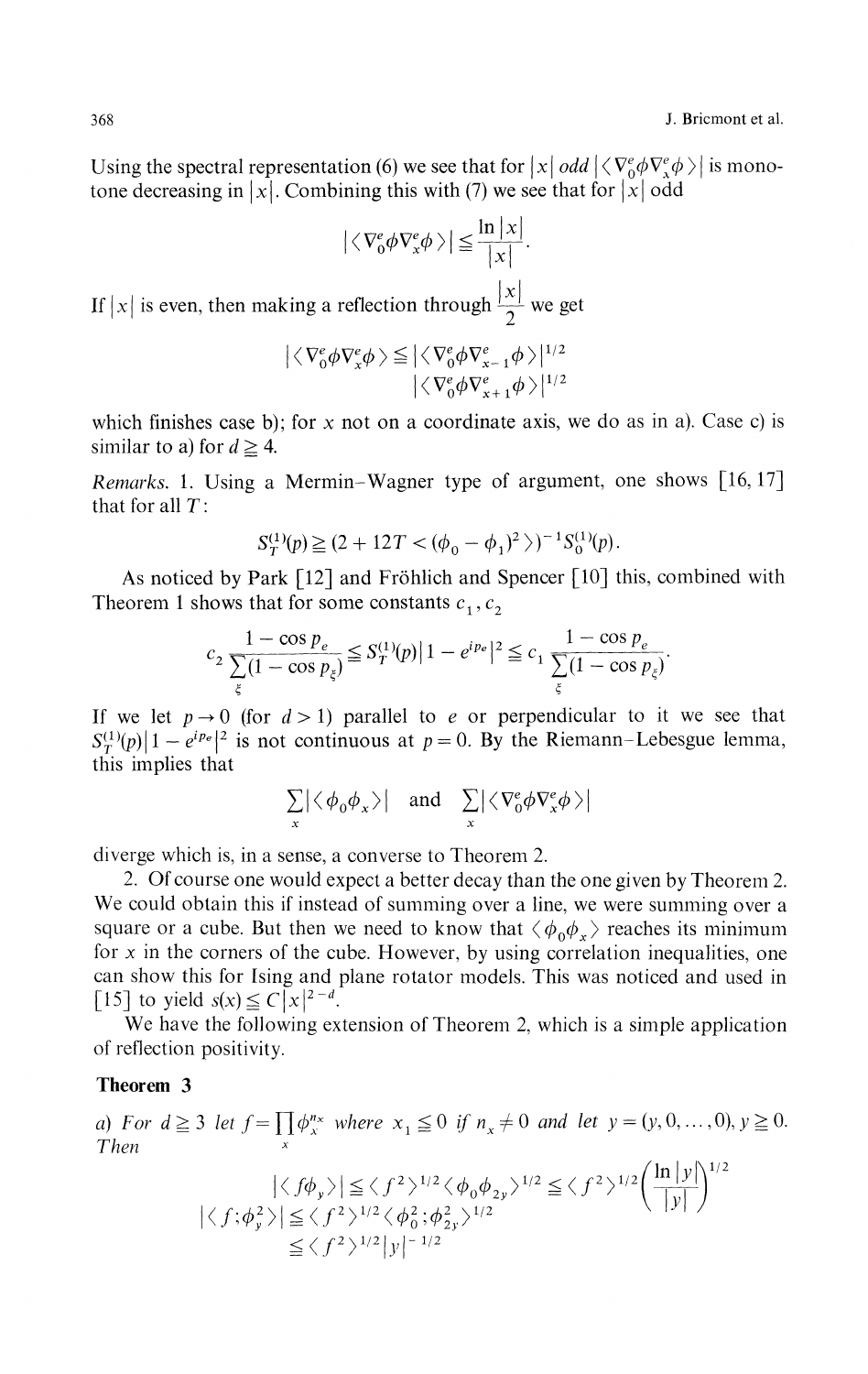Using the spectral representation (6) we see that for $|x|$ *odd* $|\langle \nabla_0^e \phi \nabla_x^e \phi \rangle|$ is monotone decreasing in $|x|$. Combining this with (7) we see that for $|x|$ odd

$$|\langle \nabla_0^e \phi \nabla_x^e \phi \rangle| \leqq \frac{\ln |x|}{|x|}.$$

If $|x|$ is even, then making a reflection through $\frac{|x|}{2}$ we get

$$|\langle \nabla_0^e \phi \nabla_x^e \phi \rangle \leqq |\langle \nabla_0^e \phi \nabla_{x-1}^e \phi \rangle|^{1/2} \\ |\langle \nabla_0^e \phi \nabla_{x+1}^e \phi \rangle|^{1/2}$$

which finishes case b); for $x$ not on a coordinate axis, we do as in a). Case c) is similar to a) for $d \geqq 4$.

*Remarks.* 1. Using a Mermin–Wagner type of argument, one shows [16, 17] that for all $T$:

$$S_T^{(1)}(p) \geqq (2 + 12T < (\phi_0 - \phi_1)^2 >)^{-1} S_0^{(1)}(p).$$

As noticed by Park [12] and Fröhlich and Spencer [10] this, combined with Theorem 1 shows that for some constants $c_1, c_2$

$$c_2 \frac{1 - \cos p_e}{\sum_\xi (1 - \cos p_\xi)} \leqq S_T^{(1)}(p) |1 - e^{ip_e}|^2 \leqq c_1 \frac{1 - \cos p_e}{\sum_\xi (1 - \cos p_\xi)}.$$

If we let $p \to 0$ (for $d > 1$) parallel to $e$ or perpendicular to it we see that $S_T^{(1)}(p)|1 - e^{ip_e}|^2$ is not continuous at $p = 0$. By the Riemann-Lebesgue lemma, this implies that

$$\sum_x |\langle \phi_0 \phi_x \rangle| \quad \text{and} \quad \sum_x |\langle \nabla_0^e \phi \nabla_x^e \phi \rangle|$$

diverge which is, in a sense, a converse to Theorem 2.

2. Of course one would expect a better decay than the one given by Theorem 2. We could obtain this if instead of summing over a line, we were summing over a square or a cube. But then we need to know that $\langle \phi_0 \phi_x \rangle$ reaches its minimum for $x$ in the corners of the cube. However, by using correlation inequalities, one can show this for Ising and plane rotator models. This was noticed and used in [15] to yield $s(x) \leqq C|x|^{2-d}$.

We have the following extension of Theorem 2, which is a simple application of reflection positivity.

**Theorem 3**

*a) For $d \geqq 3$ let $f = \prod_x \phi_x^{n_x}$ where $x_1 \leqq 0$ if $n_x \neq 0$ and let $y = (y, 0, \ldots, 0), y \geqq 0$. Then*

$$|\langle f \phi_y \rangle| \leqq \langle f^2 \rangle^{1/2} \langle \phi_0 \phi_{2y} \rangle^{1/2} \leqq \langle f^2 \rangle^{1/2} \left( \frac{\ln |y|}{|y|} \right)^{1/2}$$

$$|\langle f; \phi_y^2 \rangle| \leqq \langle f^2 \rangle^{1/2} \langle \phi_0^2; \phi_{2y}^2 \rangle^{1/2} \\ \leqq \langle f^2 \rangle^{1/2} |y|^{-1/2}$$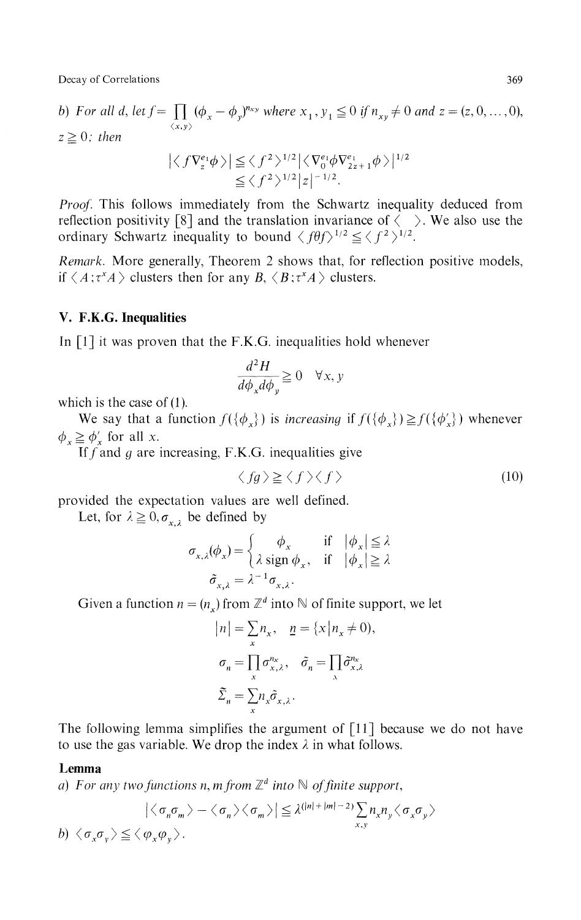b) *For all d, let* $f = \prod_{\langle x,y \rangle} (\phi_x - \phi_y)^{n_{xy}}$ *where* $x_1, y_1 \leqq 0$ *if* $n_{xy} \neq 0$ *and* $z = (z, 0, \ldots, 0)$, $z \geqq 0$*; then*

$$|\langle f \nabla_z^{e_1} \phi \rangle| \leqq \langle f^2 \rangle^{1/2} |\langle \nabla_0^{e_1} \phi \nabla_{2z+1}^{e_1} \phi \rangle|^{1/2}$$
$$\leqq \langle f^2 \rangle^{1/2} |z|^{-1/2}.$$

*Proof.* This follows immediately from the Schwartz inequality deduced from reflection positivity [8] and the translation invariance of $\langle \quad \rangle$. We also use the ordinary Schwartz inequality to bound $\langle f\theta f \rangle^{1/2} \leqq \langle f^2 \rangle^{1/2}$.

*Remark.* More generally, Theorem 2 shows that, for reflection positive models, if $\langle A ; \tau^x A \rangle$ clusters then for any $B$, $\langle B ; \tau^x A \rangle$ clusters.

## V. F.K.G. Inequalities

In [1] it was proven that the F.K.G. inequalities hold whenever

$$\frac{d^2 H}{d\phi_x d\phi_y} \geqq 0 \quad \forall x, y$$

which is the case of (1).

We say that a function $f(\{\phi_x\})$ is *increasing* if $f(\{\phi_x\}) \geqq f(\{\phi'_x\})$ whenever $\phi_x \geqq \phi'_x$ for all $x$.

If $f$ and $g$ are increasing, F.K.G. inequalities give

$$\langle fg \rangle \geqq \langle f \rangle \langle f \rangle \tag{10}$$

provided the expectation values are well defined.

Let, for $\lambda \geqq 0, \sigma_{x,\lambda}$ be defined by

$$\sigma_{x,\lambda}(\phi_x) = \begin{cases} \phi_x & \text{if } |\phi_x| \leqq \lambda \\ \lambda \operatorname{sign} \phi_x, & \text{if } |\phi_x| \geqq \lambda \end{cases}$$

$$\tilde{\sigma}_{x,\lambda} = \lambda^{-1} \sigma_{x,\lambda}.$$

Given a function $n = (n_x)$ from $\mathbb{Z}^d$ into $\mathbb{N}$ of finite support, we let

$$|n| = \sum_x n_x, \quad \underline{n} = \{x | n_x \neq 0),$$

$$\sigma_n = \prod_x \sigma_{x,\lambda}^{n_x}, \quad \tilde{\sigma}_n = \prod_x \tilde{\sigma}_{x,\lambda}^{n_x}$$

$$\tilde{\Sigma}_n = \sum_x n_x \tilde{\sigma}_{x,\lambda}.$$

The following lemma simplifies the argument of [11] because we do not have to use the gas variable. We drop the index $\lambda$ in what follows.

**Lemma**

a) *For any two functions* $n, m$ *from* $\mathbb{Z}^d$ *into* $\mathbb{N}$ *of finite support,*

$$|\langle \sigma_n \sigma_m \rangle - \langle \sigma_n \rangle \langle \sigma_m \rangle| \leqq \lambda^{(|n| + |m| - 2)} \sum_{x,y} n_x n_y \langle \sigma_x \sigma_y \rangle$$

b) $\langle \sigma_x \sigma_y \rangle \leqq \langle \varphi_x \varphi_y \rangle$.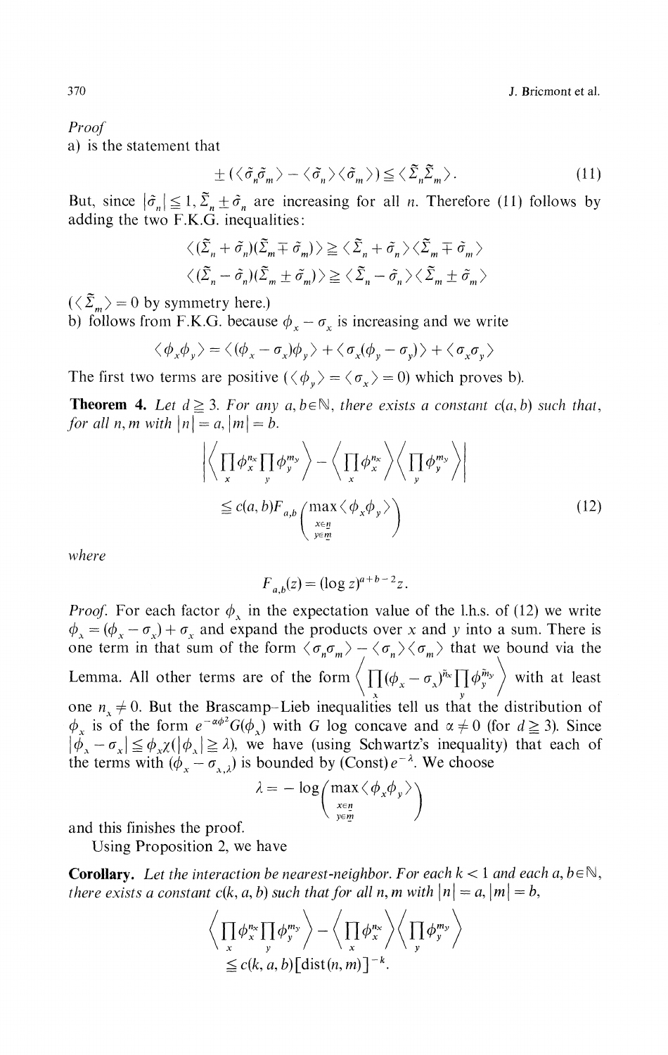*Proof*

a) is the statement that

$$\pm(\langle \tilde{\sigma}_n \tilde{\sigma}_m \rangle - \langle \tilde{\sigma}_n \rangle \langle \tilde{\sigma}_m \rangle) \leqq \langle \tilde{\Sigma}_n \tilde{\Sigma}_m \rangle . \tag{11}$$

But, since $|\tilde{\sigma}_n| \leqq 1$, $\tilde{\Sigma}_n \pm \tilde{\sigma}_n$ are increasing for all $n$. Therefore (11) follows by adding the two F.K.G. inequalities:

$$\langle (\tilde{\Sigma}_n + \tilde{\sigma}_n)(\tilde{\Sigma}_m \mp \tilde{\sigma}_m) \rangle \geqq \langle \tilde{\Sigma}_n + \tilde{\sigma}_n \rangle \langle \tilde{\Sigma}_m \mp \tilde{\sigma}_m \rangle$$

$$\langle (\tilde{\Sigma}_n - \tilde{\sigma}_n)(\tilde{\Sigma}_m \pm \tilde{\sigma}_m) \rangle \geqq \langle \tilde{\Sigma}_n - \tilde{\sigma}_n \rangle \langle \tilde{\Sigma}_m \pm \tilde{\sigma}_m \rangle$$

($\langle \tilde{\Sigma}_m \rangle = 0$ by symmetry here.)

b) follows from F.K.G. because $\phi_x - \sigma_x$ is increasing and we write

$$\langle \phi_x \phi_y \rangle = \langle (\phi_x - \sigma_x)\phi_y \rangle + \langle \sigma_x(\phi_y - \sigma_y) \rangle + \langle \sigma_x \sigma_y \rangle$$

The first two terms are positive ($\langle \phi_y \rangle = \langle \sigma_x \rangle = 0$) which proves b).

**Theorem 4.** *Let $d \geqq 3$. For any $a, b \in \mathbb{N}$, there exists a constant $c(a,b)$ such that, for all $n, m$ with $|n| = a$, $|m| = b$.*

$$\left| \left\langle \prod_x \phi_x^{n_x} \prod_y \phi_y^{m_y} \right\rangle - \left\langle \prod_x \phi_x^{n_x} \right\rangle \left\langle \prod_y \phi_y^{m_y} \right\rangle \right|$$

$$\leqq c(a,b) F_{a,b}\left( \max_{\substack{x \in \underline{n} \\ y \in \underline{m}}} \langle \phi_x \phi_y \rangle \right) \tag{12}$$

*where*

$$F_{a,b}(z) = (\log z)^{a+b-2} z .$$

*Proof.* For each factor $\phi_x$ in the expectation value of the l.h.s. of (12) we write $\phi_x = (\phi_x - \sigma_x) + \sigma_x$ and expand the products over $x$ and $y$ into a sum. There is one term in that sum of the form $\langle \sigma_n \sigma_m \rangle - \langle \sigma_n \rangle \langle \sigma_m \rangle$ that we bound via the Lemma. All other terms are of the form $\left\langle \prod_x (\phi_x - \sigma_x)^{\tilde{n}_x} \prod_y \phi_y^{\tilde{m}_y} \right\rangle$ with at least one $n_x \neq 0$. But the Brascamp–Lieb inequalities tell us that the distribution of $\phi_x$ is of the form $e^{-\alpha\phi^2} G(\phi_x)$ with $G$ log concave and $\alpha \neq 0$ (for $d \geqq 3$). Since $|\phi_x - \sigma_x| \leqq \phi_x \chi(|\phi_x| \geqq \lambda)$, we have (using Schwartz's inequality) that each of the terms with $(\phi_x - \sigma_{x,\lambda})$ is bounded by (Const)$e^{-\lambda}$. We choose

$$\lambda = -\log\left( \max_{\substack{x \in \underline{n} \\ y \in \underline{m}}} \langle \phi_x \phi_y \rangle \right)$$

and this finishes the proof.

Using Proposition 2, we have

**Corollary.** *Let the interaction be nearest-neighbor. For each $k < 1$ and each $a, b \in \mathbb{N}$, there exists a constant $c(k, a, b)$ such that for all $n, m$ with $|n| = a$, $|m| = b$,*

$$\left\langle \prod_x \phi_x^{n_x} \prod_y \phi_y^{m_y} \right\rangle - \left\langle \prod_x \phi_x^{n_x} \right\rangle \left\langle \prod_y \phi_y^{m_y} \right\rangle$$

$$\leqq c(k,a,b) [\operatorname{dist}(n,m)]^{-k} .$$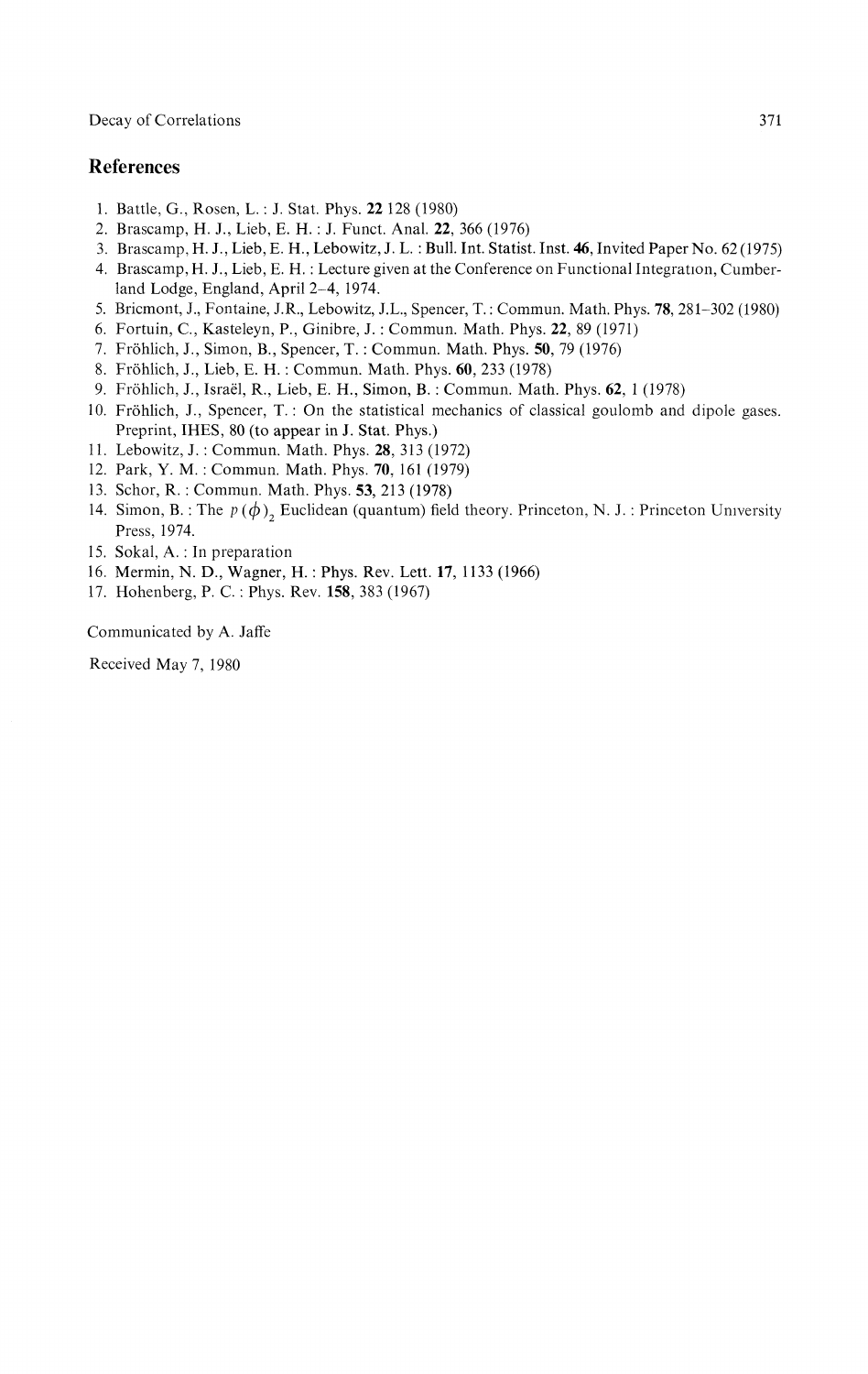## References

1. Battle, G., Rosen, L. : J. Stat. Phys. **22** 128 (1980)
2. Brascamp, H. J., Lieb, E. H. : J. Funct. Anal. **22**, 366 (1976)
3. Brascamp, H. J., Lieb, E. H., Lebowitz, J. L. : Bull. Int. Statist. Inst. **46**, Invited Paper No. 62 (1975)
4. Brascamp, H. J., Lieb, E. H. : Lecture given at the Conference on Functional Integration, Cumberland Lodge, England, April 2–4, 1974.
5. Bricmont, J., Fontaine, J.R., Lebowitz, J.L., Spencer, T.: Commun. Math. Phys. **78**, 281–302 (1980)
6. Fortuin, C., Kasteleyn, P., Ginibre, J. : Commun. Math. Phys. **22**, 89 (1971)
7. Fröhlich, J., Simon, B., Spencer, T. : Commun. Math. Phys. **50**, 79 (1976)
8. Fröhlich, J., Lieb, E. H. : Commun. Math. Phys. **60**, 233 (1978)
9. Fröhlich, J., Israël, R., Lieb, E. H., Simon, B. : Commun. Math. Phys. **62**, 1 (1978)
10. Fröhlich, J., Spencer, T. : On the statistical mechanics of classical goulomb and dipole gases. Preprint, IHES, 80 (to appear in J. Stat. Phys.)
11. Lebowitz, J. : Commun. Math. Phys. **28**, 313 (1972)
12. Park, Y. M. : Commun. Math. Phys. **70**, 161 (1979)
13. Schor, R. : Commun. Math. Phys. **53**, 213 (1978)
14. Simon, B. : The $p(\phi)_2$ Euclidean (quantum) field theory. Princeton, N. J. : Princeton University Press, 1974.
15. Sokal, A. : In preparation
16. Mermin, N. D., Wagner, H. : Phys. Rev. Lett. **17**, 1133 (1966)
17. Hohenberg, P. C. : Phys. Rev. **158**, 383 (1967)

Communicated by A. Jaffe

Received May 7, 1980